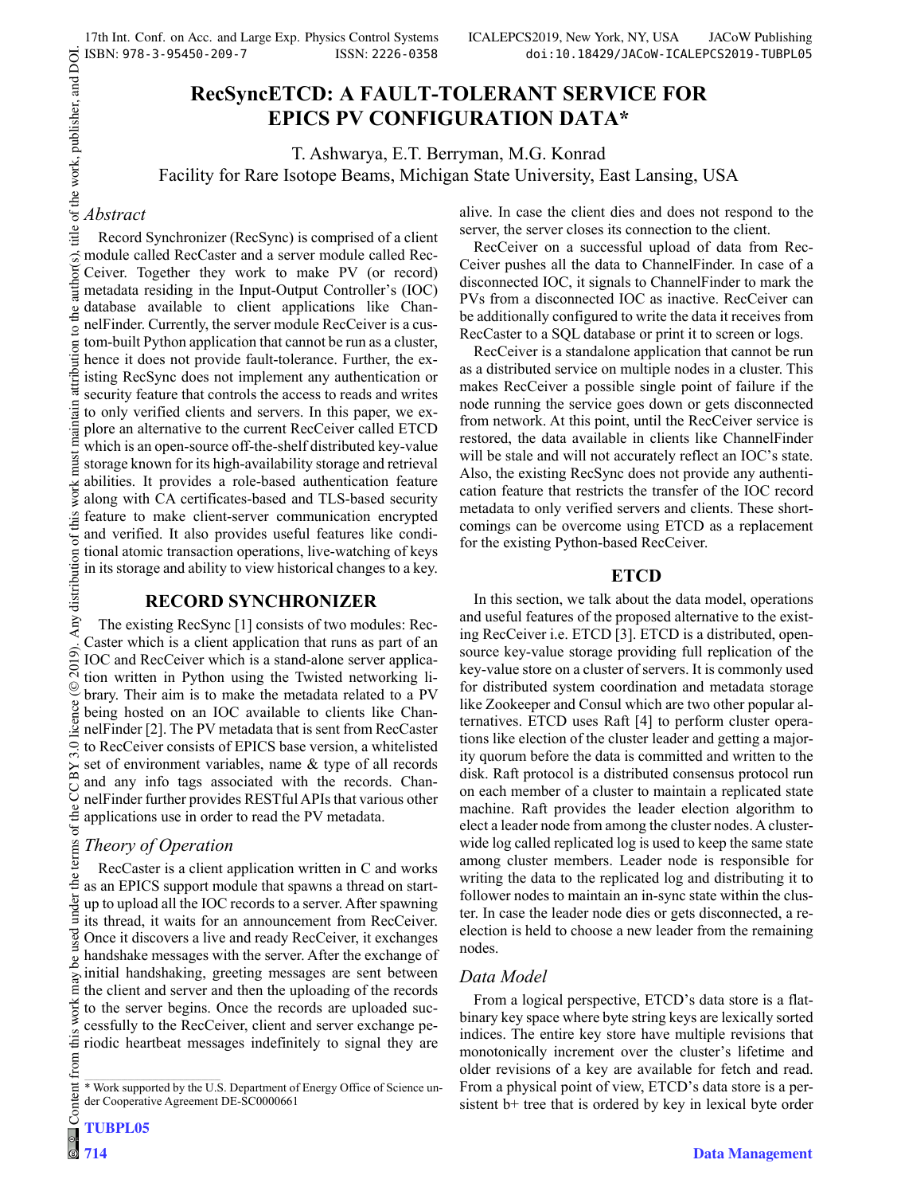# RecSyncETCD: A FAULT-TOLERANT SERVICE FOR EPICS PV CONFIGURATION DATA*

T. Ashwarya, E.T. Berryman, M.G. Konrad
Facility for Rare Isotope Beams, Michigan State University, East Lansing, USA

### *Abstract*

Record Synchronizer (RecSync) is comprised of a client module called RecCaster and a server module called RecCeiver. Together they work to make PV (or record) metadata residing in the Input-Output Controller's (IOC) database available to client applications like ChannelFinder. Currently, the server module RecCeiver is a custom-built Python application that cannot be run as a cluster, hence it does not provide fault-tolerance. Further, the existing RecSync does not implement any authentication or security feature that controls the access to reads and writes to only verified clients and servers. In this paper, we explore an alternative to the current RecCeiver called ETCD which is an open-source off-the-shelf distributed key-value storage known for its high-availability storage and retrieval abilities. It provides a role-based authentication feature along with CA certificates-based and TLS-based security feature to make client-server communication encrypted and verified. It also provides useful features like conditional atomic transaction operations, live-watching of keys in its storage and ability to view historical changes to a key.

## RECORD SYNCHRONIZER

The existing RecSync [1] consists of two modules: RecCaster which is a client application that runs as part of an IOC and RecCeiver which is a stand-alone server application written in Python using the Twisted networking library. Their aim is to make the metadata related to a PV being hosted on an IOC available to clients like ChannelFinder [2]. The PV metadata that is sent from RecCaster to RecCeiver consists of EPICS base version, a whitelisted set of environment variables, name & type of all records and any info tags associated with the records. ChannelFinder further provides RESTful APIs that various other applications use in order to read the PV metadata.

### *Theory of Operation*

RecCaster is a client application written in C and works as an EPICS support module that spawns a thread on startup to upload all the IOC records to a server. After spawning its thread, it waits for an announcement from RecCeiver. Once it discovers a live and ready RecCeiver, it exchanges handshake messages with the server. After the exchange of initial handshaking, greeting messages are sent between the client and server and then the uploading of the records to the server begins. Once the records are uploaded successfully to the RecCeiver, client and server exchange periodic heartbeat messages indefinitely to signal they are alive. In case the client dies and does not respond to the server, the server closes its connection to the client.

RecCeiver on a successful upload of data from RecCeiver pushes all the data to ChannelFinder. In case of a disconnected IOC, it signals to ChannelFinder to mark the PVs from a disconnected IOC as inactive. RecCeiver can be additionally configured to write the data it receives from RecCaster to a SQL database or print it to screen or logs.

RecCeiver is a standalone application that cannot be run as a distributed service on multiple nodes in a cluster. This makes RecCeiver a possible single point of failure if the node running the service goes down or gets disconnected from network. At this point, until the RecCeiver service is restored, the data available in clients like ChannelFinder will be stale and will not accurately reflect an IOC's state. Also, the existing RecSync does not provide any authentication feature that restricts the transfer of the IOC record metadata to only verified servers and clients. These shortcomings can be overcome using ETCD as a replacement for the existing Python-based RecCeiver.

## ETCD

In this section, we talk about the data model, operations and useful features of the proposed alternative to the existing RecCeiver i.e. ETCD [3]. ETCD is a distributed, open-source key-value storage providing full replication of the key-value store on a cluster of servers. It is commonly used for distributed system coordination and metadata storage like Zookeeper and Consul which are two other popular alternatives. ETCD uses Raft [4] to perform cluster operations like election of the cluster leader and getting a majority quorum before the data is committed and written to the disk. Raft protocol is a distributed consensus protocol run on each member of a cluster to maintain a replicated state machine. Raft provides the leader election algorithm to elect a leader node from among the cluster nodes. A cluster-wide log called replicated log is used to keep the same state among cluster members. Leader node is responsible for writing the data to the replicated log and distributing it to follower nodes to maintain an in-sync state within the cluster. In case the leader node dies or gets disconnected, a re-election is held to choose a new leader from the remaining nodes.

### *Data Model*

From a logical perspective, ETCD's data store is a flat-binary key space where byte string keys are lexically sorted indices. The entire key store have multiple revisions that monotonically increment over the cluster's lifetime and older revisions of a key are available for fetch and read. From a physical point of view, ETCD's data store is a persistent b+ tree that is ordered by key in lexical byte order

---

* Work supported by the U.S. Department of Energy Office of Science under Cooperative Agreement DE-SC0000661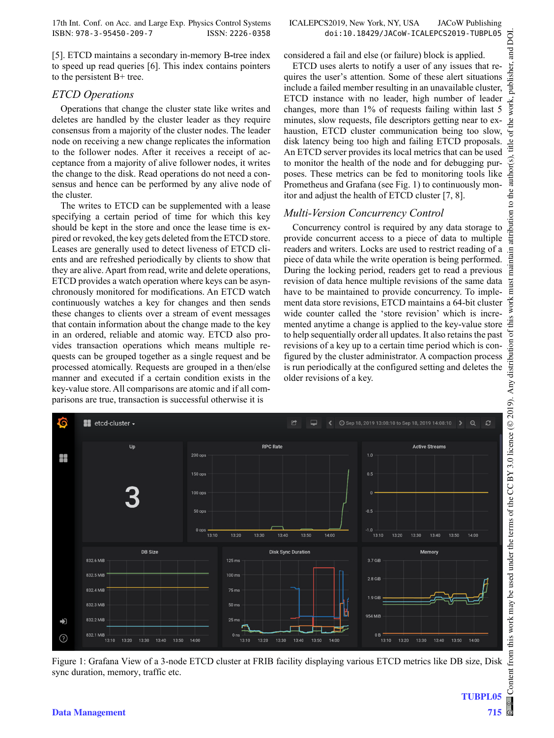[5]. ETCD maintains a secondary in-memory B-tree index to speed up read queries [6]. This index contains pointers to the persistent B+ tree.

### *ETCD Operations*

Operations that change the cluster state like writes and deletes are handled by the cluster leader as they require consensus from a majority of the cluster nodes. The leader node on receiving a new change replicates the information to the follower nodes. After it receives a receipt of acceptance from a majority of alive follower nodes, it writes the change to the disk. Read operations do not need a consensus and hence can be performed by any alive node of the cluster.

The writes to ETCD can be supplemented with a lease specifying a certain period of time for which this key should be kept in the store and once the lease time is expired or revoked, the key gets deleted from the ETCD store. Leases are generally used to detect liveness of ETCD clients and are refreshed periodically by clients to show that they are alive. Apart from read, write and delete operations, ETCD provides a watch operation where keys can be asynchronously monitored for modifications. An ETCD watch continuously watches a key for changes and then sends these changes to clients over a stream of event messages that contain information about the change made to the key in an ordered, reliable and atomic way. ETCD also provides transaction operations which means multiple requests can be grouped together as a single request and be processed atomically. Requests are grouped in a then/else manner and executed if a certain condition exists in the key-value store. All comparisons are atomic and if all comparisons are true, transaction is successful otherwise it is considered a fail and else (or failure) block is applied.

ETCD uses alerts to notify a user of any issues that requires the user's attention. Some of these alert situations include a failed member resulting in an unavailable cluster, ETCD instance with no leader, high number of leader changes, more than 1% of requests failing within last 5 minutes, slow requests, file descriptors getting near to exhaustion, ETCD cluster communication being too slow, disk latency being too high and failing ETCD proposals. An ETCD server provides its local metrics that can be used to monitor the health of the node and for debugging purposes. These metrics can be fed to monitoring tools like Prometheus and Grafana (see Fig. 1) to continuously monitor and adjust the health of ETCD cluster [7, 8].

### *Multi-Version Concurrency Control*

Concurrency control is required by any data storage to provide concurrent access to a piece of data to multiple readers and writers. Locks are used to restrict reading of a piece of data while the write operation is being performed. During the locking period, readers get to read a previous revision of data hence multiple revisions of the same data have to be maintained to provide concurrency. To implement data store revisions, ETCD maintains a 64-bit cluster wide counter called the 'store revision' which is incremented anytime a change is applied to the key-value store to help sequentially order all updates. It also retains the past revisions of a key up to a certain time period which is configured by the cluster administrator. A compaction process is run periodically at the configured setting and deletes the older revisions of a key.

Figure 1: Grafana View of a 3-node ETCD cluster at FRIB facility displaying various ETCD metrics like DB size, Disk sync duration, memory, traffic etc.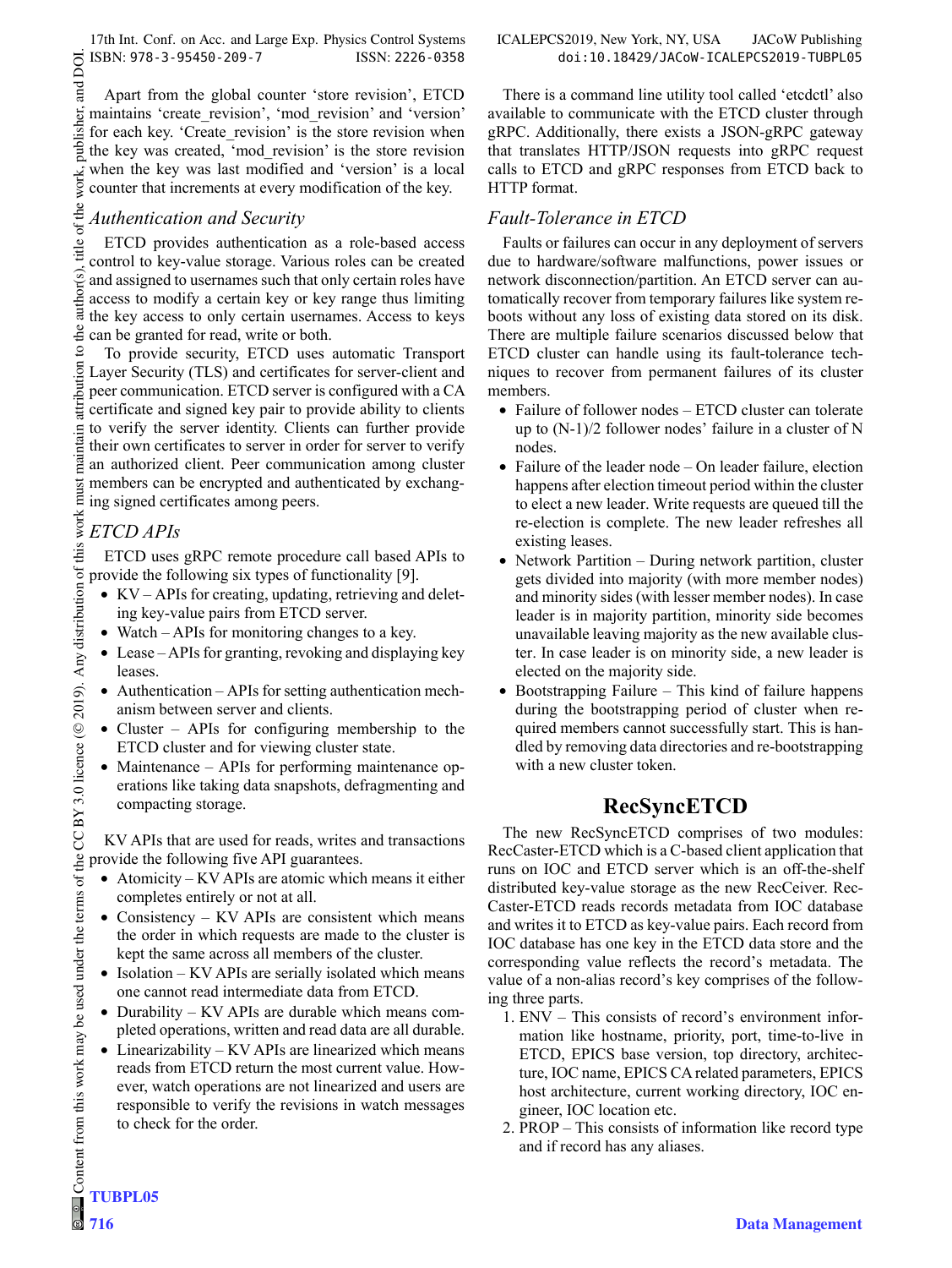Apart from the global counter 'store revision', ETCD maintains 'create_revision', 'mod_revision' and 'version' for each key. 'Create_revision' is the store revision when the key was created, 'mod_revision' is the store revision when the key was last modified and 'version' is a local counter that increments at every modification of the key.

### *Authentication and Security*

ETCD provides authentication as a role-based access control to key-value storage. Various roles can be created and assigned to usernames such that only certain roles have access to modify a certain key or key range thus limiting the key access to only certain usernames. Access to keys can be granted for read, write or both.

To provide security, ETCD uses automatic Transport Layer Security (TLS) and certificates for server-client and peer communication. ETCD server is configured with a CA certificate and signed key pair to provide ability to clients to verify the server identity. Clients can further provide their own certificates to server in order for server to verify an authorized client. Peer communication among cluster members can be encrypted and authenticated by exchanging signed certificates among peers.

### *ETCD APIs*

ETCD uses gRPC remote procedure call based APIs to provide the following six types of functionality [9].

- KV – APIs for creating, updating, retrieving and deleting key-value pairs from ETCD server.
- Watch – APIs for monitoring changes to a key.
- Lease – APIs for granting, revoking and displaying key leases.
- Authentication – APIs for setting authentication mechanism between server and clients.
- Cluster – APIs for configuring membership to the ETCD cluster and for viewing cluster state.
- Maintenance – APIs for performing maintenance operations like taking data snapshots, defragmenting and compacting storage.

KV APIs that are used for reads, writes and transactions provide the following five API guarantees.

- Atomicity – KV APIs are atomic which means it either completes entirely or not at all.
- Consistency – KV APIs are consistent which means the order in which requests are made to the cluster is kept the same across all members of the cluster.
- Isolation – KV APIs are serially isolated which means one cannot read intermediate data from ETCD.
- Durability – KV APIs are durable which means completed operations, written and read data are all durable.
- Linearizability – KV APIs are linearized which means reads from ETCD return the most current value. However, watch operations are not linearized and users are responsible to verify the revisions in watch messages to check for the order.

There is a command line utility tool called 'etcdctl' also available to communicate with the ETCD cluster through gRPC. Additionally, there exists a JSON-gRPC gateway that translates HTTP/JSON requests into gRPC request calls to ETCD and gRPC responses from ETCD back to HTTP format.

### *Fault-Tolerance in ETCD*

Faults or failures can occur in any deployment of servers due to hardware/software malfunctions, power issues or network disconnection/partition. An ETCD server can automatically recover from temporary failures like system reboots without any loss of existing data stored on its disk. There are multiple failure scenarios discussed below that ETCD cluster can handle using its fault-tolerance techniques to recover from permanent failures of its cluster members.

- Failure of follower nodes – ETCD cluster can tolerate up to (N-1)/2 follower nodes' failure in a cluster of N nodes.
- Failure of the leader node – On leader failure, election happens after election timeout period within the cluster to elect a new leader. Write requests are queued till the re-election is complete. The new leader refreshes all existing leases.
- Network Partition – During network partition, cluster gets divided into majority (with more member nodes) and minority sides (with lesser member nodes). In case leader is in majority partition, minority side becomes unavailable leaving majority as the new available cluster. In case leader is on minority side, a new leader is elected on the majority side.
- Bootstrapping Failure – This kind of failure happens during the bootstrapping period of cluster when required members cannot successfully start. This is handled by removing data directories and re-bootstrapping with a new cluster token.

## RecSyncETCD

The new RecSyncETCD comprises of two modules: RecCaster-ETCD which is a C-based client application that runs on IOC and ETCD server which is an off-the-shelf distributed key-value storage as the new RecCeiver. RecCaster-ETCD reads records metadata from IOC database and writes it to ETCD as key-value pairs. Each record from IOC database has one key in the ETCD data store and the corresponding value reflects the record's metadata. The value of a non-alias record's key comprises of the following three parts.

1. ENV – This consists of record's environment information like hostname, priority, port, time-to-live in ETCD, EPICS base version, top directory, architecture, IOC name, EPICS CA related parameters, EPICS host architecture, current working directory, IOC engineer, IOC location etc.
2. PROP – This consists of information like record type and if record has any aliases.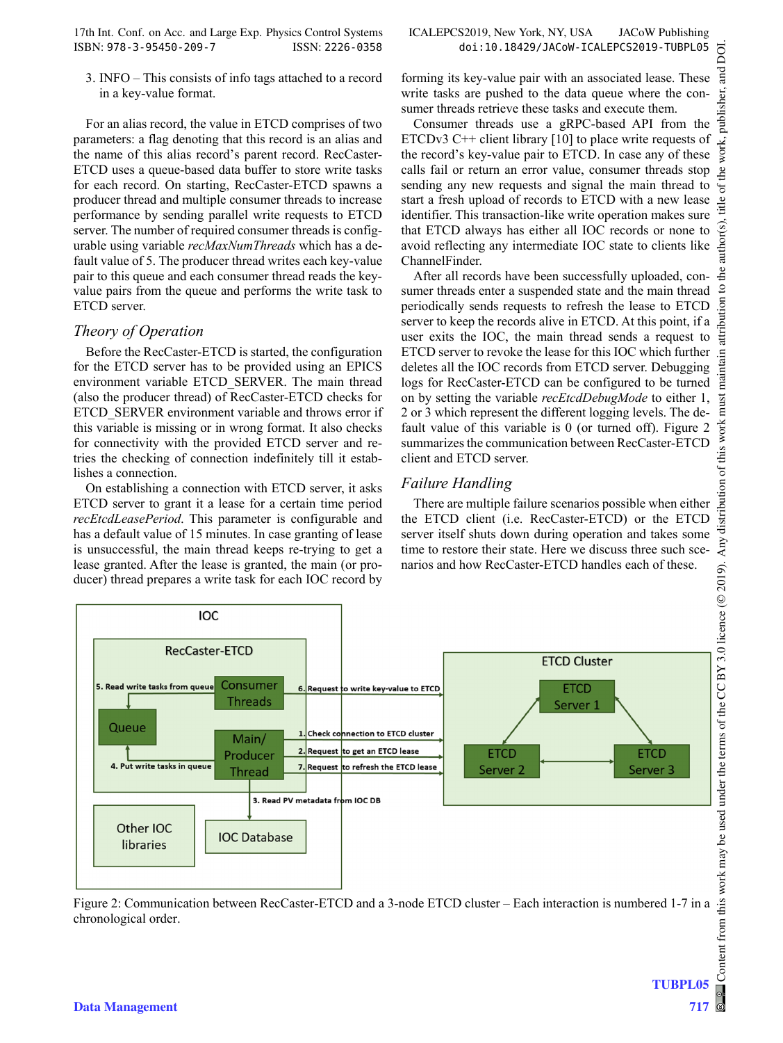3. INFO – This consists of info tags attached to a record in a key-value format.

For an alias record, the value in ETCD comprises of two parameters: a flag denoting that this record is an alias and the name of this alias record's parent record. RecCaster-ETCD uses a queue-based data buffer to store write tasks for each record. On starting, RecCaster-ETCD spawns a producer thread and multiple consumer threads to increase performance by sending parallel write requests to ETCD server. The number of required consumer threads is configurable using variable *recMaxNumThreads* which has a default value of 5. The producer thread writes each key-value pair to this queue and each consumer thread reads the key-value pairs from the queue and performs the write task to ETCD server.

### *Theory of Operation*

Before the RecCaster-ETCD is started, the configuration for the ETCD server has to be provided using an EPICS environment variable ETCD_SERVER. The main thread (also the producer thread) of RecCaster-ETCD checks for ETCD_SERVER environment variable and throws error if this variable is missing or in wrong format. It also checks for connectivity with the provided ETCD server and retries the checking of connection indefinitely till it establishes a connection.

On establishing a connection with ETCD server, it asks ETCD server to grant it a lease for a certain time period *recEtcdLeasePeriod*. This parameter is configurable and has a default value of 15 minutes. In case granting of lease is unsuccessful, the main thread keeps re-trying to get a lease granted. After the lease is granted, the main (or producer) thread prepares a write task for each IOC record by forming its key-value pair with an associated lease. These write tasks are pushed to the data queue where the consumer threads retrieve these tasks and execute them.

Consumer threads use a gRPC-based API from the ETCDv3 C++ client library [10] to place write requests of the record's key-value pair to ETCD. In case any of these calls fail or return an error value, consumer threads stop sending any new requests and signal the main thread to start a fresh upload of records to ETCD with a new lease identifier. This transaction-like write operation makes sure that ETCD always has either all IOC records or none to avoid reflecting any intermediate IOC state to clients like ChannelFinder.

After all records have been successfully uploaded, consumer threads enter a suspended state and the main thread periodically sends requests to refresh the lease to ETCD server to keep the records alive in ETCD. At this point, if a user exits the IOC, the main thread sends a request to ETCD server to revoke the lease for this IOC which further deletes all the IOC records from ETCD server. Debugging logs for RecCaster-ETCD can be configured to be turned on by setting the variable *recEtcdDebugMode* to either 1, 2 or 3 which represent the different logging levels. The default value of this variable is 0 (or turned off). Figure 2 summarizes the communication between RecCaster-ETCD client and ETCD server.

### *Failure Handling*

There are multiple failure scenarios possible when either the ETCD client (i.e. RecCaster-ETCD) or the ETCD server itself shuts down during operation and takes some time to restore their state. Here we discuss three such scenarios and how RecCaster-ETCD handles each of these.

Figure 2: Communication between RecCaster-ETCD and a 3-node ETCD cluster – Each interaction is numbered 1-7 in a chronological order.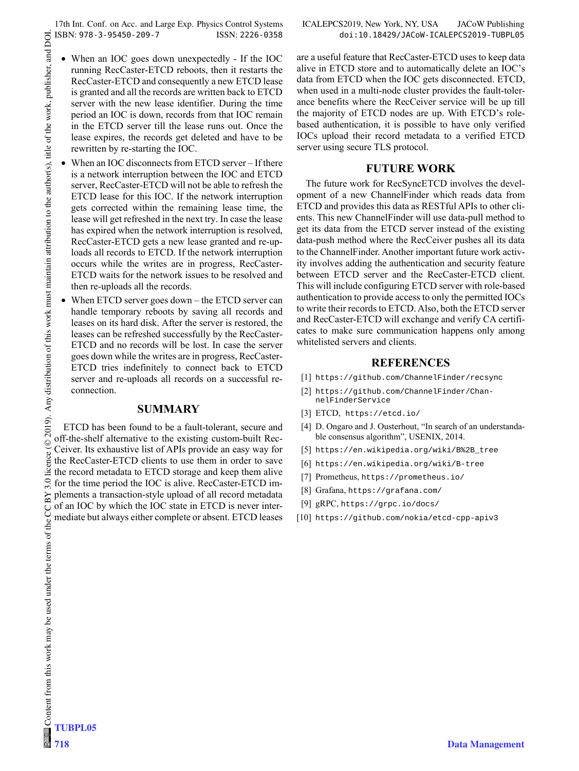- When an IOC goes down unexpectedly - If the IOC running RecCaster-ETCD reboots, then it restarts the RecCaster-ETCD and consequently a new ETCD lease is granted and all the records are written back to ETCD server with the new lease identifier. During the time period an IOC is down, records from that IOC remain in the ETCD server till the lease runs out. Once the lease expires, the records get deleted and have to be rewritten by re-starting the IOC.
- When an IOC disconnects from ETCD server – If there is a network interruption between the IOC and ETCD server, RecCaster-ETCD will not be able to refresh the ETCD lease for this IOC. If the network interruption gets corrected within the remaining lease time, the lease will get refreshed in the next try. In case the lease has expired when the network interruption is resolved, RecCaster-ETCD gets a new lease granted and re-uploads all records to ETCD. If the network interruption occurs while the writes are in progress, RecCaster-ETCD waits for the network issues to be resolved and then re-uploads all the records.
- When ETCD server goes down – the ETCD server can handle temporary reboots by saving all records and leases on its hard disk. After the server is restored, the leases can be refreshed successfully by the RecCaster-ETCD and no records will be lost. In case the server goes down while the writes are in progress, RecCaster-ETCD tries indefinitely to connect back to ETCD server and re-uploads all records on a successful re-connection.

## SUMMARY

ETCD has been found to be a fault-tolerant, secure and off-the-shelf alternative to the existing custom-built RecCeiver. Its exhaustive list of APIs provide an easy way for the RecCaster-ETCD clients to use them in order to save the record metadata to ETCD storage and keep them alive for the time period the IOC is alive. RecCaster-ETCD implements a transaction-style upload of all record metadata of an IOC by which the IOC state in ETCD is never intermediate but always either complete or absent. ETCD leases are a useful feature that RecCaster-ETCD uses to keep data alive in ETCD store and to automatically delete an IOC's data from ETCD when the IOC gets disconnected. ETCD, when used in a multi-node cluster provides the fault-tolerance benefits where the RecCeiver service will be up till the majority of ETCD nodes are up. With ETCD's role-based authentication, it is possible to have only verified IOCs upload their record metadata to a verified ETCD server using secure TLS protocol.

## FUTURE WORK

The future work for RecSyncETCD involves the development of a new ChannelFinder which reads data from ETCD and provides this data as RESTful APIs to other clients. This new ChannelFinder will use data-pull method to get its data from the ETCD server instead of the existing data-push method where the RecCeiver pushes all its data to the ChannelFinder. Another important future work activity involves adding the authentication and security feature between ETCD server and the RecCaster-ETCD client. This will include configuring ETCD server with role-based authentication to provide access to only the permitted IOCs to write their records to ETCD. Also, both the ETCD server and RecCaster-ETCD will exchange and verify CA certificates to make sure communication happens only among whitelisted servers and clients.

## REFERENCES

[1] https://github.com/ChannelFinder/recsync

[2] https://github.com/ChannelFinder/ChannelFinderService

[3] ETCD, https://etcd.io/

[4] D. Ongaro and J. Ousterhout, "In search of an understandable consensus algorithm", USENIX, 2014.

[5] https://en.wikipedia.org/wiki/B%2B_tree

[6] https://en.wikipedia.org/wiki/B-tree

[7] Prometheus, https://prometheus.io/

[8] Grafana, https://grafana.com/

[9] gRPC, https://grpc.io/docs/

[10] https://github.com/nokia/etcd-cpp-apiv3